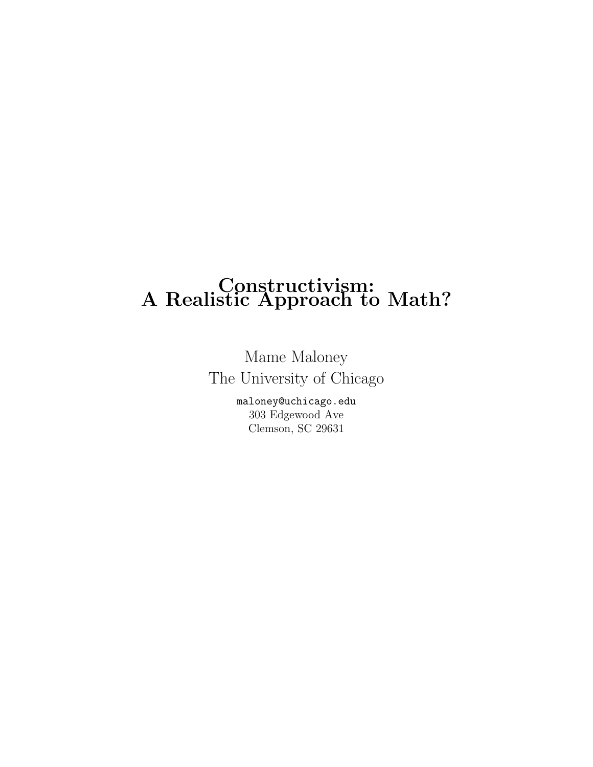# Constructivism: A Realistic Approach to Math?

Mame Maloney

The University of Chicago

maloney@uchicago.edu

303 Edgewood Ave

Clemson, SC 29631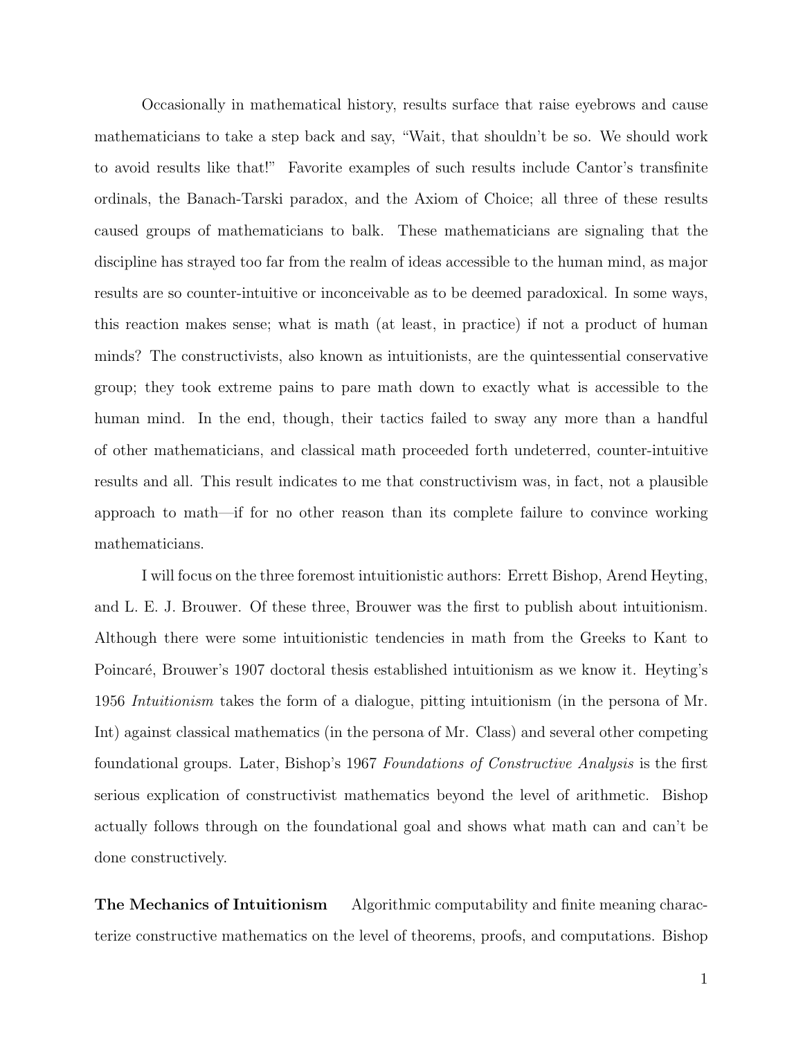Occasionally in mathematical history, results surface that raise eyebrows and cause mathematicians to take a step back and say, "Wait, that shouldn't be so. We should work to avoid results like that!" Favorite examples of such results include Cantor's transfinite ordinals, the Banach-Tarski paradox, and the Axiom of Choice; all three of these results caused groups of mathematicians to balk. These mathematicians are signaling that the discipline has strayed too far from the realm of ideas accessible to the human mind, as major results are so counter-intuitive or inconceivable as to be deemed paradoxical. In some ways, this reaction makes sense; what is math (at least, in practice) if not a product of human minds? The constructivists, also known as intuitionists, are the quintessential conservative group; they took extreme pains to pare math down to exactly what is accessible to the human mind. In the end, though, their tactics failed to sway any more than a handful of other mathematicians, and classical math proceeded forth undeterred, counter-intuitive results and all. This result indicates to me that constructivism was, in fact, not a plausible approach to math—if for no other reason than its complete failure to convince working mathematicians.

I will focus on the three foremost intuitionistic authors: Errett Bishop, Arend Heyting, and L. E. J. Brouwer. Of these three, Brouwer was the first to publish about intuitionism. Although there were some intuitionistic tendencies in math from the Greeks to Kant to Poincaré, Brouwer's 1907 doctoral thesis established intuitionism as we know it. Heyting's 1956 *Intuitionism* takes the form of a dialogue, pitting intuitionism (in the persona of Mr. Int) against classical mathematics (in the persona of Mr. Class) and several other competing foundational groups. Later, Bishop's 1967 *Foundations of Constructive Analysis* is the first serious explication of constructivist mathematics beyond the level of arithmetic. Bishop actually follows through on the foundational goal and shows what math can and can't be done constructively.

**The Mechanics of Intuitionism** Algorithmic computability and finite meaning characterize constructive mathematics on the level of theorems, proofs, and computations. Bishop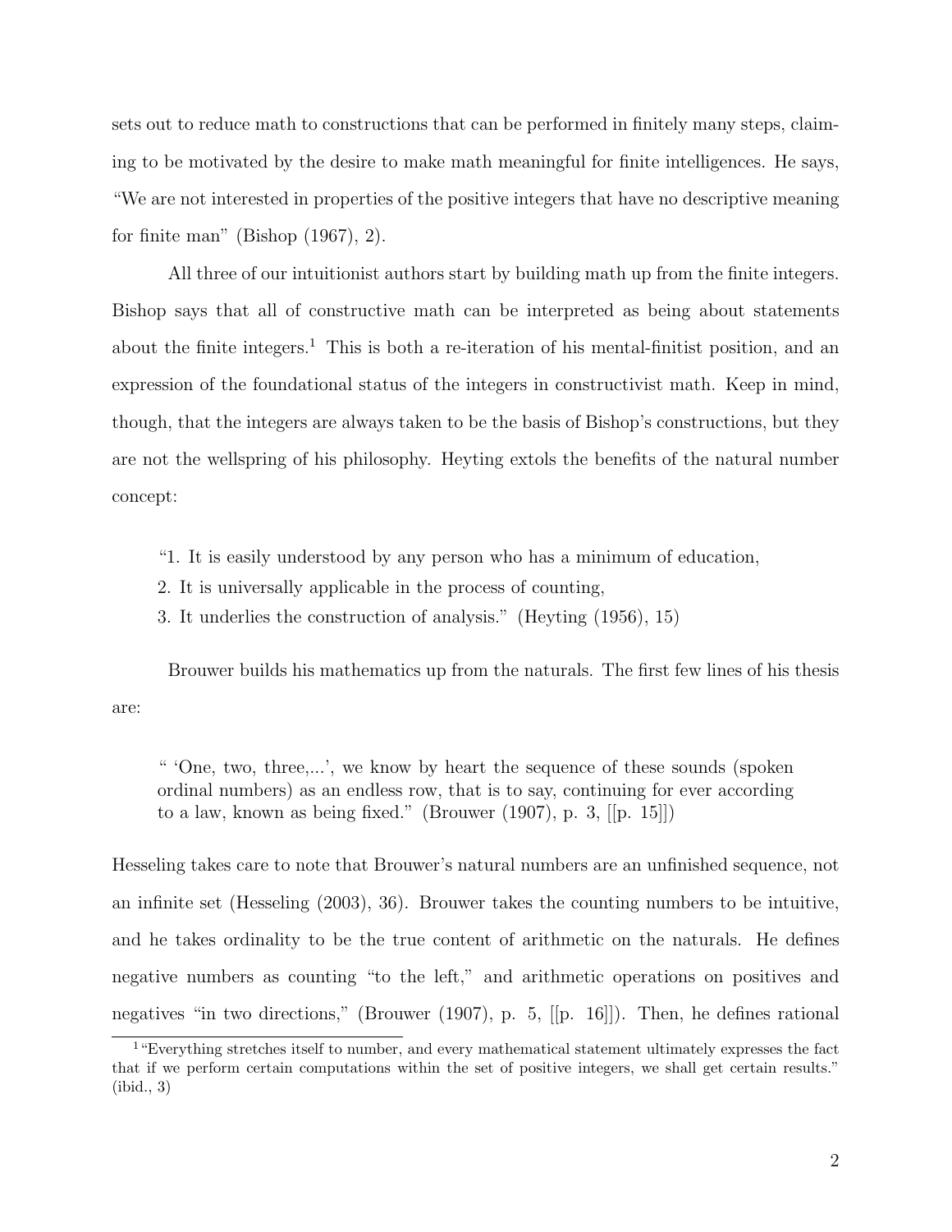sets out to reduce math to constructions that can be performed in finitely many steps, claiming to be motivated by the desire to make math meaningful for finite intelligences. He says, "We are not interested in properties of the positive integers that have no descriptive meaning for finite man" (Bishop (1967), 2).

All three of our intuitionist authors start by building math up from the finite integers. Bishop says that all of constructive math can be interpreted as being about statements about the finite integers.[1] This is both a re-iteration of his mental-finitist position, and an expression of the foundational status of the integers in constructivist math. Keep in mind, though, that the integers are always taken to be the basis of Bishop's constructions, but they are not the wellspring of his philosophy. Heyting extols the benefits of the natural number concept:

> "1. It is easily understood by any person who has a minimum of education,
> 2. It is universally applicable in the process of counting,
> 3. It underlies the construction of analysis." (Heyting (1956), 15)

Brouwer builds his mathematics up from the naturals. The first few lines of his thesis are:

> " 'One, two, three,...', we know by heart the sequence of these sounds (spoken ordinal numbers) as an endless row, that is to say, continuing for ever according to a law, known as being fixed." (Brouwer (1907), p. 3, [[p. 15]])

Hesseling takes care to note that Brouwer's natural numbers are an unfinished sequence, not an infinite set (Hesseling (2003), 36). Brouwer takes the counting numbers to be intuitive, and he takes ordinality to be the true content of arithmetic on the naturals. He defines negative numbers as counting "to the left," and arithmetic operations on positives and negatives "in two directions," (Brouwer (1907), p. 5, [[p. 16]]). Then, he defines rational

[1] "Everything stretches itself to number, and every mathematical statement ultimately expresses the fact that if we perform certain computations within the set of positive integers, we shall get certain results." (ibid., 3)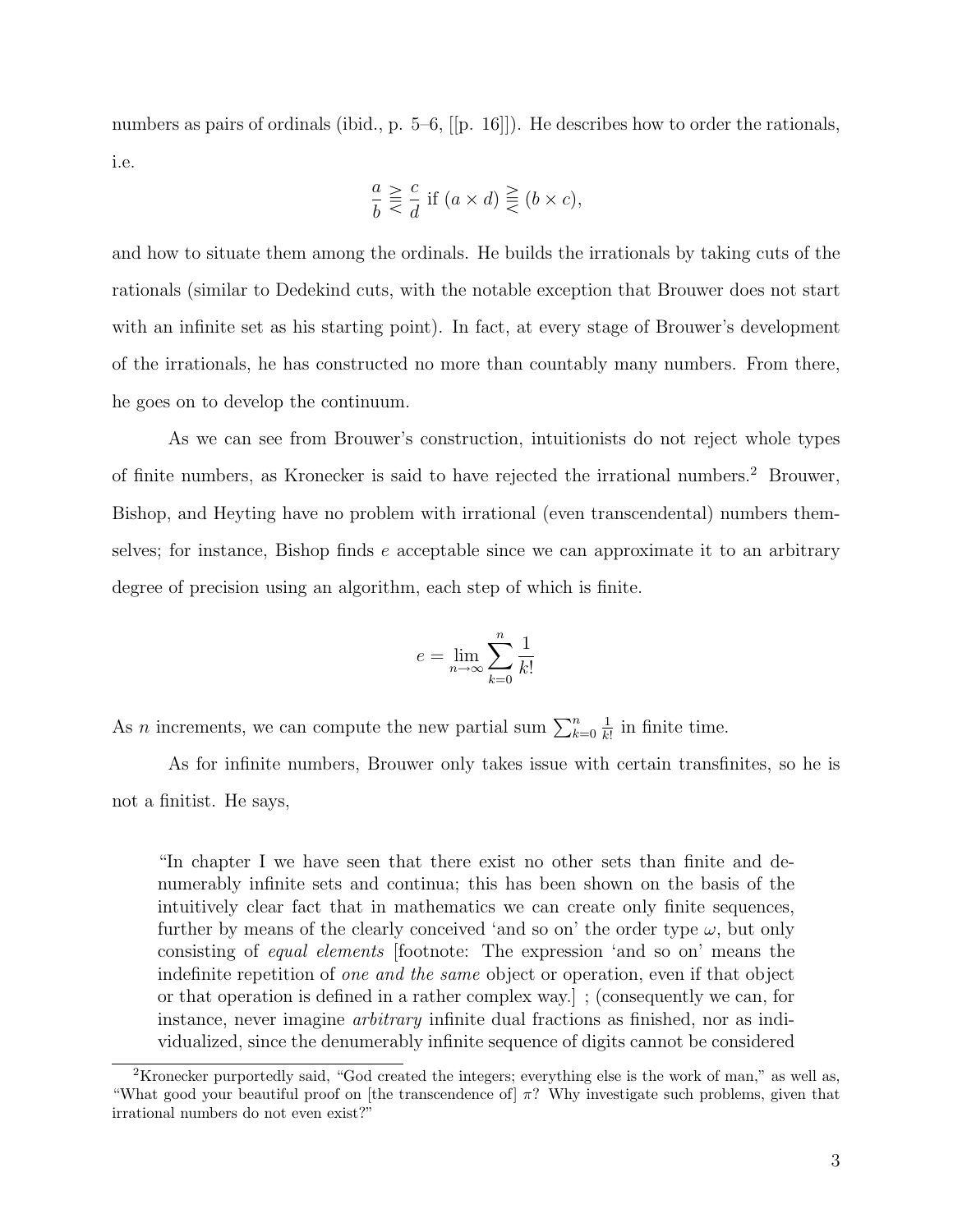numbers as pairs of ordinals (ibid., p. 5–6, [[p. 16]]). He describes how to order the rationals, i.e.

$$\frac{a}{b} \gtreqless \frac{c}{d} \text{ if } (a \times d) \gtreqless (b \times c),$$

and how to situate them among the ordinals. He builds the irrationals by taking cuts of the rationals (similar to Dedekind cuts, with the notable exception that Brouwer does not start with an infinite set as his starting point). In fact, at every stage of Brouwer's development of the irrationals, he has constructed no more than countably many numbers. From there, he goes on to develop the continuum.

As we can see from Brouwer's construction, intuitionists do not reject whole types of finite numbers, as Kronecker is said to have rejected the irrational numbers.[2] Brouwer, Bishop, and Heyting have no problem with irrational (even transcendental) numbers themselves; for instance, Bishop finds $e$ acceptable since we can approximate it to an arbitrary degree of precision using an algorithm, each step of which is finite.

$$e = \lim_{n\to\infty} \sum_{k=0}^{n} \frac{1}{k!}$$

As $n$ increments, we can compute the new partial sum $\sum_{k=0}^{n} \frac{1}{k!}$ in finite time.

As for infinite numbers, Brouwer only takes issue with certain transfinites, so he is not a finitist. He says,

> "In chapter I we have seen that there exist no other sets than finite and denumerably infinite sets and continua; this has been shown on the basis of the intuitively clear fact that in mathematics we can create only finite sequences, further by means of the clearly conceived 'and so on' the order type $\omega$, but only consisting of *equal elements* [footnote: The expression 'and so on' means the indefinite repetition of *one and the same* object or operation, even if that object or that operation is defined in a rather complex way.] ; (consequently we can, for instance, never imagine *arbitrary* infinite dual fractions as finished, nor as individualized, since the denumerably infinite sequence of digits cannot be considered

[2] Kronecker purportedly said, "God created the integers; everything else is the work of man," as well as, "What good your beautiful proof on [the transcendence of] $\pi$? Why investigate such problems, given that irrational numbers do not even exist?"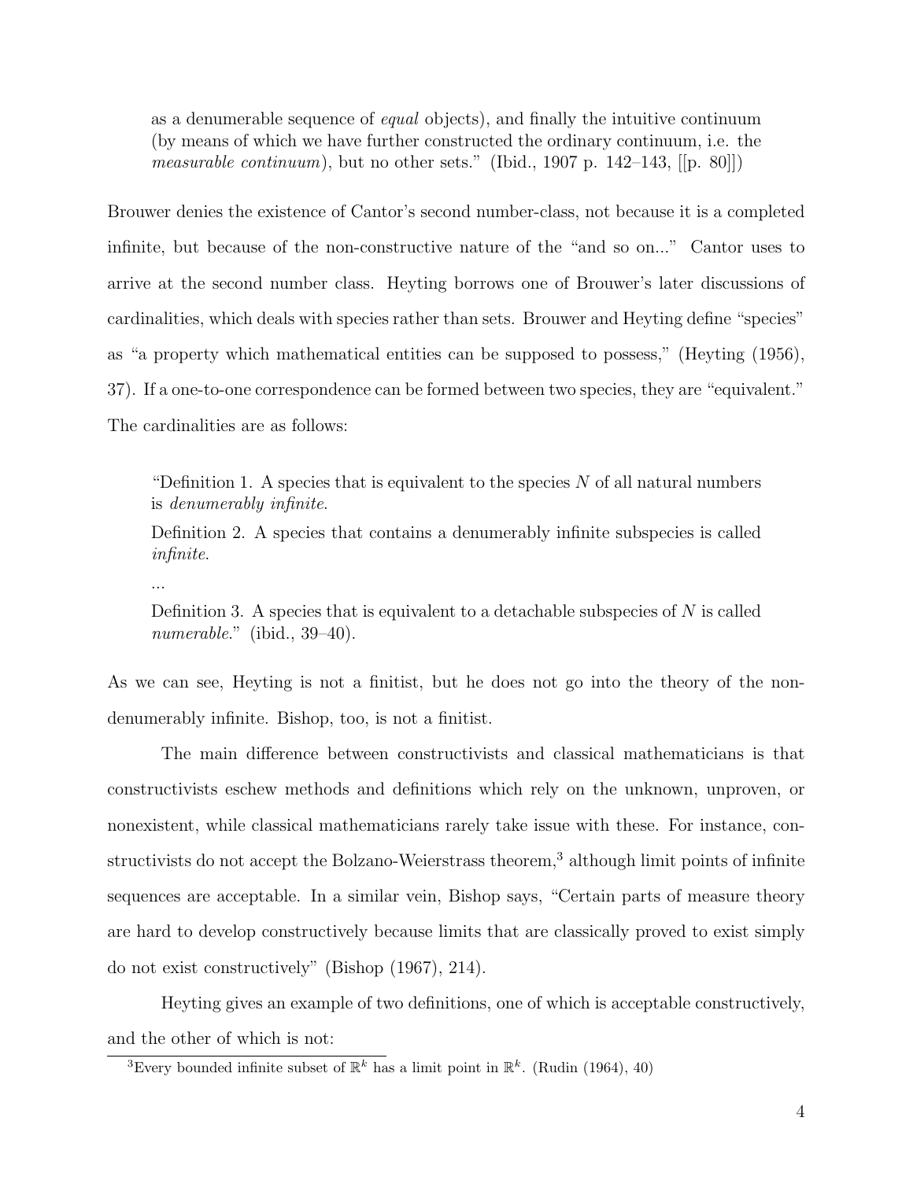> as a denumerable sequence of *equal* objects), and finally the intuitive continuum (by means of which we have further constructed the ordinary continuum, i.e. the *measurable continuum*), but no other sets." (Ibid., 1907 p. 142–143, [[p. 80]])

Brouwer denies the existence of Cantor's second number-class, not because it is a completed infinite, but because of the non-constructive nature of the "and so on..." Cantor uses to arrive at the second number class. Heyting borrows one of Brouwer's later discussions of cardinalities, which deals with species rather than sets. Brouwer and Heyting define "species" as "a property which mathematical entities can be supposed to possess," (Heyting (1956), 37). If a one-to-one correspondence can be formed between two species, they are "equivalent." The cardinalities are as follows:

> "Definition 1. A species that is equivalent to the species $N$ of all natural numbers is *denumerably infinite*.
>
> Definition 2. A species that contains a denumerably infinite subspecies is called *infinite*.
>
> ...
>
> Definition 3. A species that is equivalent to a detachable subspecies of $N$ is called *numerable*." (ibid., 39–40).

As we can see, Heyting is not a finitist, but he does not go into the theory of the non-denumerably infinite. Bishop, too, is not a finitist.

The main difference between constructivists and classical mathematicians is that constructivists eschew methods and definitions which rely on the unknown, unproven, or nonexistent, while classical mathematicians rarely take issue with these. For instance, constructivists do not accept the Bolzano-Weierstrass theorem,[3] although limit points of infinite sequences are acceptable. In a similar vein, Bishop says, "Certain parts of measure theory are hard to develop constructively because limits that are classically proved to exist simply do not exist constructively" (Bishop (1967), 214).

Heyting gives an example of two definitions, one of which is acceptable constructively, and the other of which is not:

[3] Every bounded infinite subset of $\mathbb{R}^k$ has a limit point in $\mathbb{R}^k$. (Rudin (1964), 40)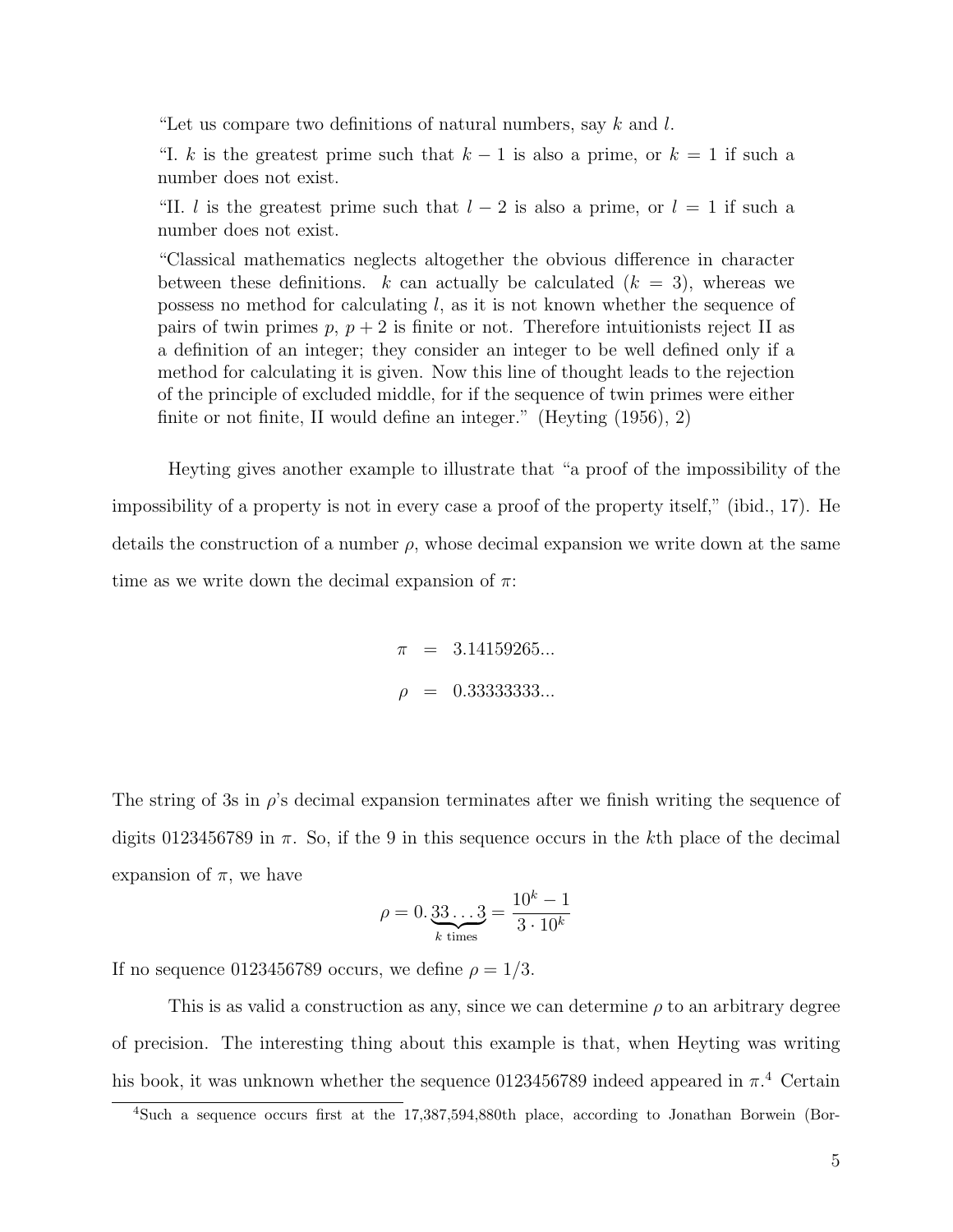"Let us compare two definitions of natural numbers, say $k$ and $l$.

"I. $k$ is the greatest prime such that $k-1$ is also a prime, or $k = 1$ if such a number does not exist.

"II. $l$ is the greatest prime such that $l-2$ is also a prime, or $l = 1$ if such a number does not exist.

"Classical mathematics neglects altogether the obvious difference in character between these definitions. $k$ can actually be calculated ($k = 3$), whereas we possess no method for calculating $l$, as it is not known whether the sequence of pairs of twin primes $p$, $p+2$ is finite or not. Therefore intuitionists reject II as a definition of an integer; they consider an integer to be well defined only if a method for calculating it is given. Now this line of thought leads to the rejection of the principle of excluded middle, for if the sequence of twin primes were either finite or not finite, II would define an integer." (Heyting (1956), 2)

Heyting gives another example to illustrate that "a proof of the impossibility of the impossibility of a property is not in every case a proof of the property itself," (ibid., 17). He details the construction of a number $\rho$, whose decimal expansion we write down at the same time as we write down the decimal expansion of $\pi$:

$$
\begin{aligned}
\pi &= 3.14159265... \\
\rho &= 0.33333333...
\end{aligned}
$$

The string of 3s in $\rho$'s decimal expansion terminates after we finish writing the sequence of digits 0123456789 in $\pi$. So, if the 9 in this sequence occurs in the $k$th place of the decimal expansion of $\pi$, we have

$$
\rho = 0.\underbrace{33\ldots3}_{k \text{ times}} = \frac{10^k - 1}{3 \cdot 10^k}
$$

If no sequence 0123456789 occurs, we define $\rho = 1/3$.

This is as valid a construction as any, since we can determine $\rho$ to an arbitrary degree of precision. The interesting thing about this example is that, when Heyting was writing his book, it was unknown whether the sequence 0123456789 indeed appeared in $\pi$.[4] Certain

[4]Such a sequence occurs first at the 17,387,594,880th place, according to Jonathan Borwein (Bor-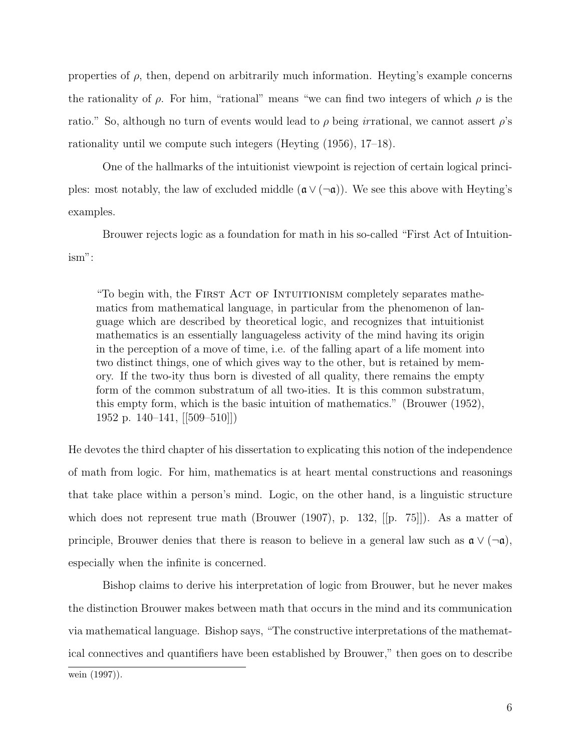properties of $\rho$, then, depend on arbitrarily much information. Heyting's example concerns the rationality of $\rho$. For him, "rational" means "we can find two integers of which $\rho$ is the ratio." So, although no turn of events would lead to $\rho$ being *ir*rational, we cannot assert $\rho$'s rationality until we compute such integers (Heyting (1956), 17–18).

One of the hallmarks of the intuitionist viewpoint is rejection of certain logical principles: most notably, the law of excluded middle ($\mathfrak{a} \vee (\neg \mathfrak{a})$). We see this above with Heyting's examples.

Brouwer rejects logic as a foundation for math in his so-called "First Act of Intuitionism":

> "To begin with, the First Act of Intuitionism completely separates mathematics from mathematical language, in particular from the phenomenon of language which are described by theoretical logic, and recognizes that intuitionist mathematics is an essentially languageless activity of the mind having its origin in the perception of a move of time, i.e. of the falling apart of a life moment into two distinct things, one of which gives way to the other, but is retained by memory. If the two-ity thus born is divested of all quality, there remains the empty form of the common substratum of all two-ities. It is this common substratum, this empty form, which is the basic intuition of mathematics." (Brouwer (1952), 1952 p. 140–141, [[509–510]])

He devotes the third chapter of his dissertation to explicating this notion of the independence of math from logic. For him, mathematics is at heart mental constructions and reasonings that take place within a person's mind. Logic, on the other hand, is a linguistic structure which does not represent true math (Brouwer (1907), p. 132, [[p. 75]]). As a matter of principle, Brouwer denies that there is reason to believe in a general law such as $\mathfrak{a} \vee (\neg \mathfrak{a})$, especially when the infinite is concerned.

Bishop claims to derive his interpretation of logic from Brouwer, but he never makes the distinction Brouwer makes between math that occurs in the mind and its communication via mathematical language. Bishop says, "The constructive interpretations of the mathematical connectives and quantifiers have been established by Brouwer," then goes on to describe

---

wein (1997)).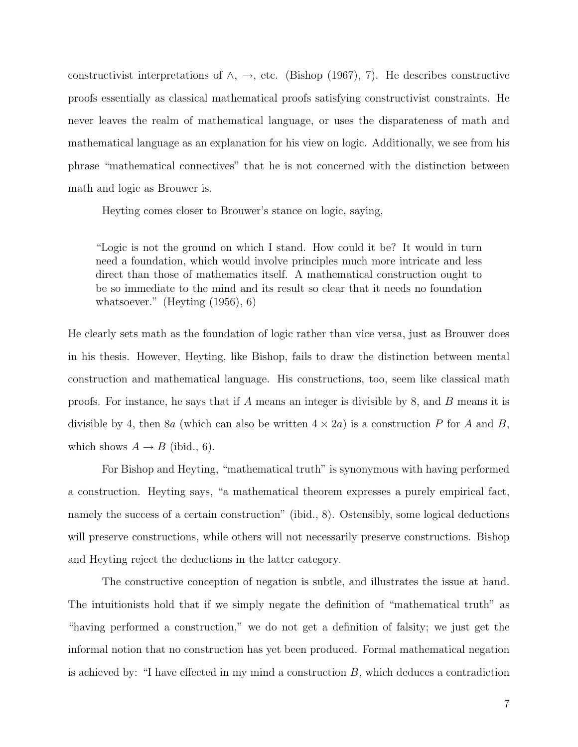constructivist interpretations of $\wedge$, $\rightarrow$, etc. (Bishop (1967), 7). He describes constructive proofs essentially as classical mathematical proofs satisfying constructivist constraints. He never leaves the realm of mathematical language, or uses the disparateness of math and mathematical language as an explanation for his view on logic. Additionally, we see from his phrase "mathematical connectives" that he is not concerned with the distinction between math and logic as Brouwer is.

Heyting comes closer to Brouwer's stance on logic, saying,

> "Logic is not the ground on which I stand. How could it be? It would in turn need a foundation, which would involve principles much more intricate and less direct than those of mathematics itself. A mathematical construction ought to be so immediate to the mind and its result so clear that it needs no foundation whatsoever." (Heyting (1956), 6)

He clearly sets math as the foundation of logic rather than vice versa, just as Brouwer does in his thesis. However, Heyting, like Bishop, fails to draw the distinction between mental construction and mathematical language. His constructions, too, seem like classical math proofs. For instance, he says that if $A$ means an integer is divisible by 8, and $B$ means it is divisible by 4, then $8a$ (which can also be written $4 \times 2a$) is a construction $P$ for $A$ and $B$, which shows $A \rightarrow B$ (ibid., 6).

For Bishop and Heyting, "mathematical truth" is synonymous with having performed a construction. Heyting says, "a mathematical theorem expresses a purely empirical fact, namely the success of a certain construction" (ibid., 8). Ostensibly, some logical deductions will preserve constructions, while others will not necessarily preserve constructions. Bishop and Heyting reject the deductions in the latter category.

The constructive conception of negation is subtle, and illustrates the issue at hand. The intuitionists hold that if we simply negate the definition of "mathematical truth" as "having performed a construction," we do not get a definition of falsity; we just get the informal notion that no construction has yet been produced. Formal mathematical negation is achieved by: "I have effected in my mind a construction $B$, which deduces a contradiction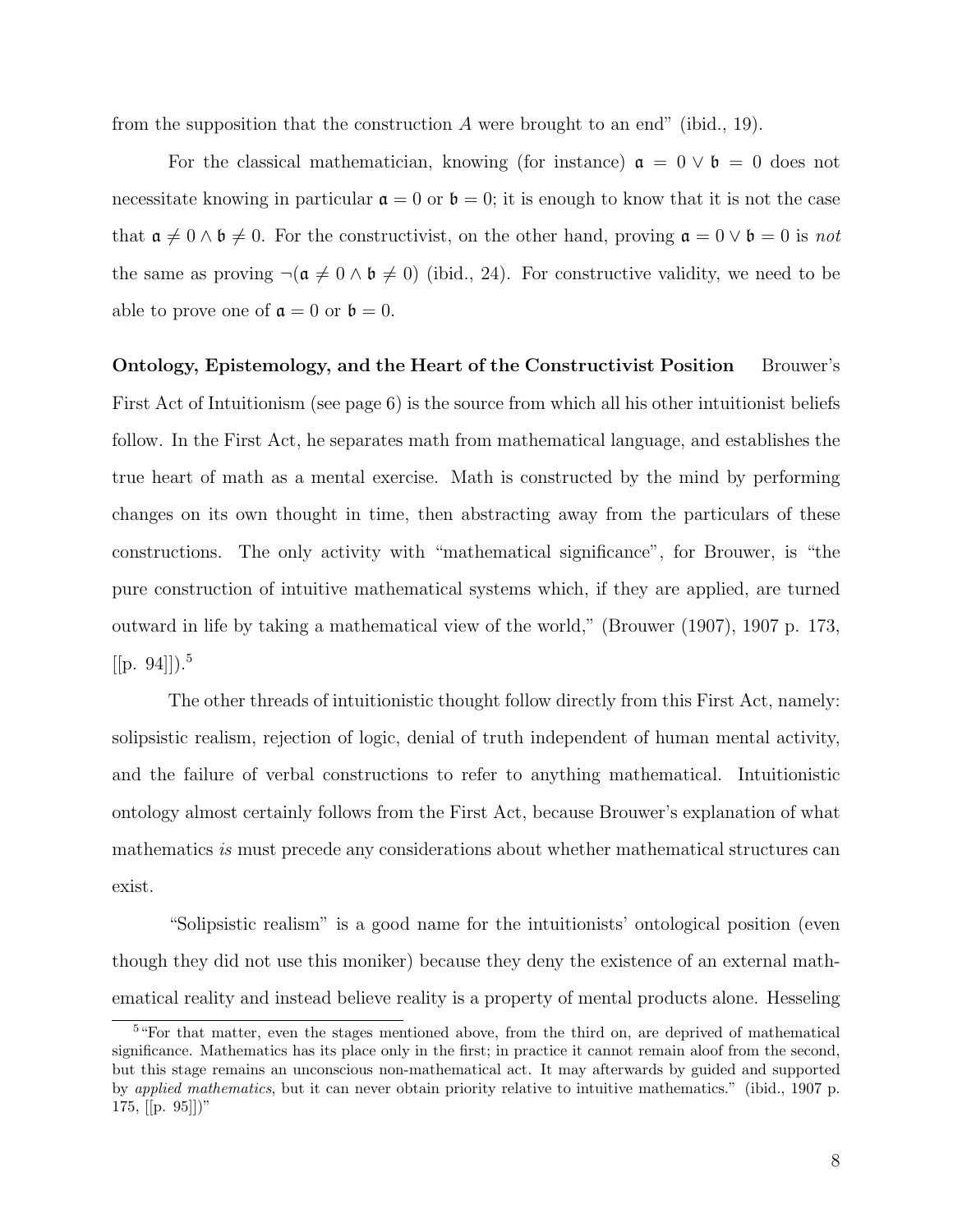from the supposition that the construction $A$ were brought to an end" (ibid., 19).

For the classical mathematician, knowing (for instance) $\mathfrak{a} = 0 \vee \mathfrak{b} = 0$ does not necessitate knowing in particular $\mathfrak{a} = 0$ or $\mathfrak{b} = 0$; it is enough to know that it is not the case that $\mathfrak{a} \neq 0 \wedge \mathfrak{b} \neq 0$. For the constructivist, on the other hand, proving $\mathfrak{a} = 0 \vee \mathfrak{b} = 0$ is *not* the same as proving $\neg(\mathfrak{a} \neq 0 \wedge \mathfrak{b} \neq 0)$ (ibid., 24). For constructive validity, we need to be able to prove one of $\mathfrak{a} = 0$ or $\mathfrak{b} = 0$.

**Ontology, Epistemology, and the Heart of the Constructivist Position** Brouwer's First Act of Intuitionism (see page 6) is the source from which all his other intuitionist beliefs follow. In the First Act, he separates math from mathematical language, and establishes the true heart of math as a mental exercise. Math is constructed by the mind by performing changes on its own thought in time, then abstracting away from the particulars of these constructions. The only activity with "mathematical significance", for Brouwer, is "the pure construction of intuitive mathematical systems which, if they are applied, are turned outward in life by taking a mathematical view of the world," (Brouwer (1907), 1907 p. 173, [[p. 94]]).[5]

The other threads of intuitionistic thought follow directly from this First Act, namely: solipsistic realism, rejection of logic, denial of truth independent of human mental activity, and the failure of verbal constructions to refer to anything mathematical. Intuitionistic ontology almost certainly follows from the First Act, because Brouwer's explanation of what mathematics *is* must precede any considerations about whether mathematical structures can exist.

"Solipsistic realism" is a good name for the intuitionists' ontological position (even though they did not use this moniker) because they deny the existence of an external mathematical reality and instead believe reality is a property of mental products alone. Hesseling

[5] "For that matter, even the stages mentioned above, from the third on, are deprived of mathematical significance. Mathematics has its place only in the first; in practice it cannot remain aloof from the second, but this stage remains an unconscious non-mathematical act. It may afterwards by guided and supported by *applied mathematics*, but it can never obtain priority relative to intuitive mathematics." (ibid., 1907 p. 175, [[p. 95]])"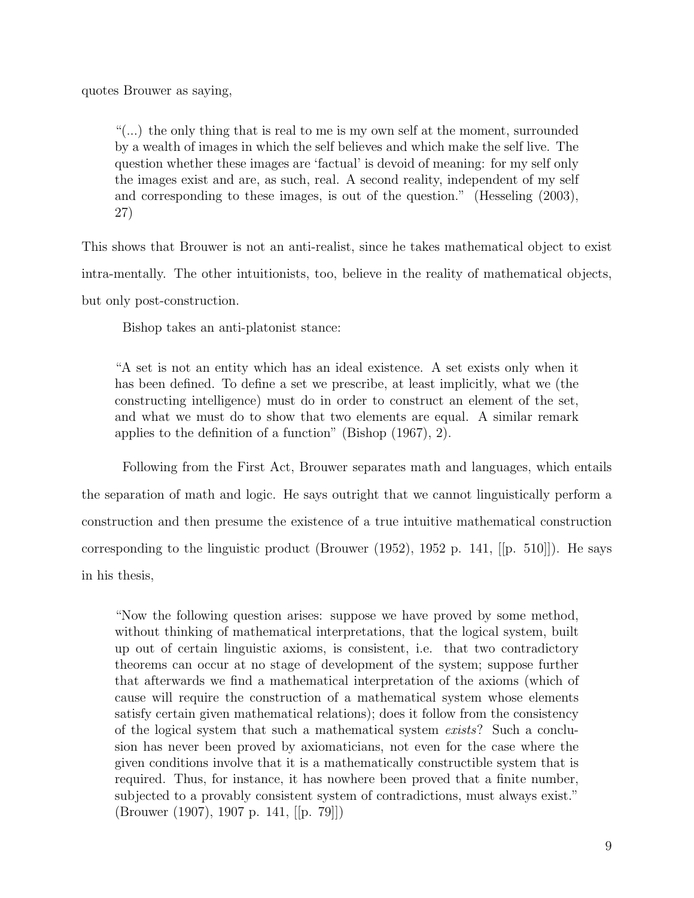quotes Brouwer as saying,

> "(...) the only thing that is real to me is my own self at the moment, surrounded by a wealth of images in which the self believes and which make the self live. The question whether these images are 'factual' is devoid of meaning: for my self only the images exist and are, as such, real. A second reality, independent of my self and corresponding to these images, is out of the question." (Hesseling (2003), 27)

This shows that Brouwer is not an anti-realist, since he takes mathematical object to exist intra-mentally. The other intuitionists, too, believe in the reality of mathematical objects, but only post-construction.

Bishop takes an anti-platonist stance:

> "A set is not an entity which has an ideal existence. A set exists only when it has been defined. To define a set we prescribe, at least implicitly, what we (the constructing intelligence) must do in order to construct an element of the set, and what we must do to show that two elements are equal. A similar remark applies to the definition of a function" (Bishop (1967), 2).

Following from the First Act, Brouwer separates math and languages, which entails the separation of math and logic. He says outright that we cannot linguistically perform a construction and then presume the existence of a true intuitive mathematical construction corresponding to the linguistic product (Brouwer (1952), 1952 p. 141, [[p. 510]]). He says in his thesis,

> "Now the following question arises: suppose we have proved by some method, without thinking of mathematical interpretations, that the logical system, built up out of certain linguistic axioms, is consistent, i.e. that two contradictory theorems can occur at no stage of development of the system; suppose further that afterwards we find a mathematical interpretation of the axioms (which of cause will require the construction of a mathematical system whose elements satisfy certain given mathematical relations); does it follow from the consistency of the logical system that such a mathematical system *exists*? Such a conclusion has never been proved by axiomaticians, not even for the case where the given conditions involve that it is a mathematically constructible system that is required. Thus, for instance, it has nowhere been proved that a finite number, subjected to a provably consistent system of contradictions, must always exist." (Brouwer (1907), 1907 p. 141, [[p. 79]])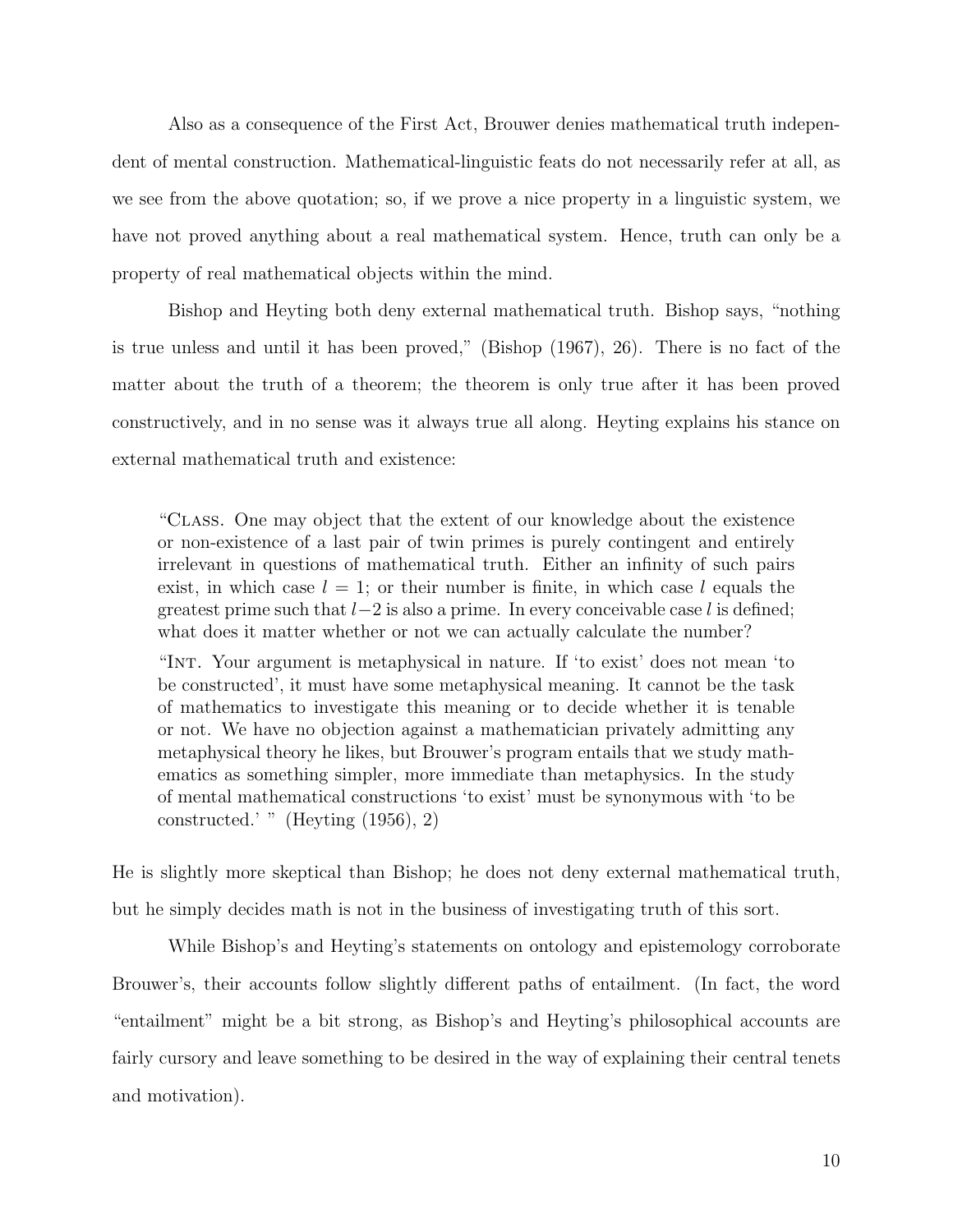Also as a consequence of the First Act, Brouwer denies mathematical truth independent of mental construction. Mathematical-linguistic feats do not necessarily refer at all, as we see from the above quotation; so, if we prove a nice property in a linguistic system, we have not proved anything about a real mathematical system. Hence, truth can only be a property of real mathematical objects within the mind.

Bishop and Heyting both deny external mathematical truth. Bishop says, "nothing is true unless and until it has been proved," (Bishop (1967), 26). There is no fact of the matter about the truth of a theorem; the theorem is only true after it has been proved constructively, and in no sense was it always true all along. Heyting explains his stance on external mathematical truth and existence:

> "Class. One may object that the extent of our knowledge about the existence or non-existence of a last pair of twin primes is purely contingent and entirely irrelevant in questions of mathematical truth. Either an infinity of such pairs exist, in which case $l = 1$; or their number is finite, in which case $l$ equals the greatest prime such that $l-2$ is also a prime. In every conceivable case $l$ is defined; what does it matter whether or not we can actually calculate the number?
>
> "Int. Your argument is metaphysical in nature. If 'to exist' does not mean 'to be constructed', it must have some metaphysical meaning. It cannot be the task of mathematics to investigate this meaning or to decide whether it is tenable or not. We have no objection against a mathematician privately admitting any metaphysical theory he likes, but Brouwer's program entails that we study mathematics as something simpler, more immediate than metaphysics. In the study of mental mathematical constructions 'to exist' must be synonymous with 'to be constructed.' " (Heyting (1956), 2)

He is slightly more skeptical than Bishop; he does not deny external mathematical truth, but he simply decides math is not in the business of investigating truth of this sort.

While Bishop's and Heyting's statements on ontology and epistemology corroborate Brouwer's, their accounts follow slightly different paths of entailment. (In fact, the word "entailment" might be a bit strong, as Bishop's and Heyting's philosophical accounts are fairly cursory and leave something to be desired in the way of explaining their central tenets and motivation).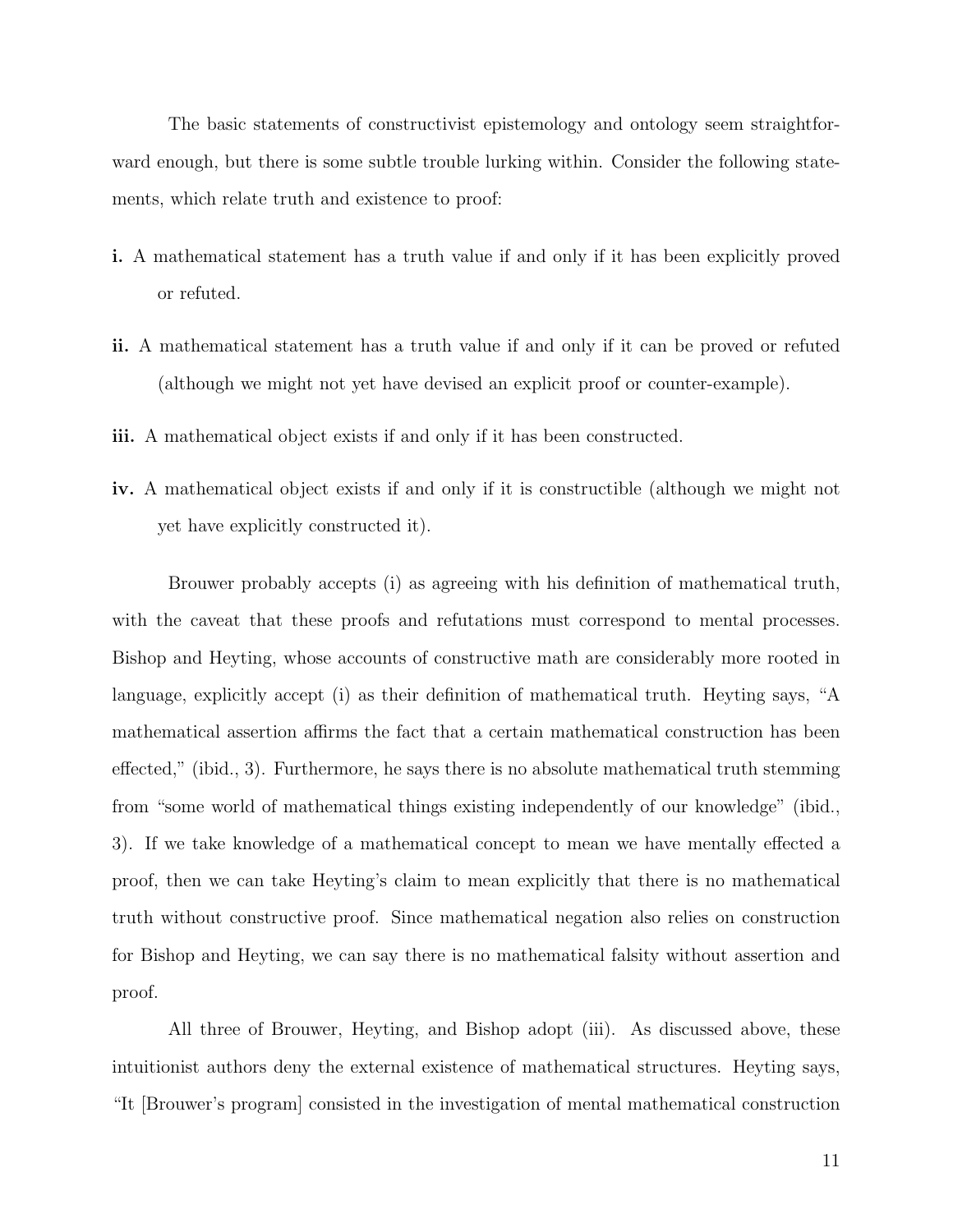The basic statements of constructivist epistemology and ontology seem straightforward enough, but there is some subtle trouble lurking within. Consider the following statements, which relate truth and existence to proof:

**i.** A mathematical statement has a truth value if and only if it has been explicitly proved or refuted.

**ii.** A mathematical statement has a truth value if and only if it can be proved or refuted (although we might not yet have devised an explicit proof or counter-example).

**iii.** A mathematical object exists if and only if it has been constructed.

**iv.** A mathematical object exists if and only if it is constructible (although we might not yet have explicitly constructed it).

Brouwer probably accepts (i) as agreeing with his definition of mathematical truth, with the caveat that these proofs and refutations must correspond to mental processes. Bishop and Heyting, whose accounts of constructive math are considerably more rooted in language, explicitly accept (i) as their definition of mathematical truth. Heyting says, "A mathematical assertion affirms the fact that a certain mathematical construction has been effected," (ibid., 3). Furthermore, he says there is no absolute mathematical truth stemming from "some world of mathematical things existing independently of our knowledge" (ibid., 3). If we take knowledge of a mathematical concept to mean we have mentally effected a proof, then we can take Heyting's claim to mean explicitly that there is no mathematical truth without constructive proof. Since mathematical negation also relies on construction for Bishop and Heyting, we can say there is no mathematical falsity without assertion and proof.

All three of Brouwer, Heyting, and Bishop adopt (iii). As discussed above, these intuitionist authors deny the external existence of mathematical structures. Heyting says, "It [Brouwer's program] consisted in the investigation of mental mathematical construction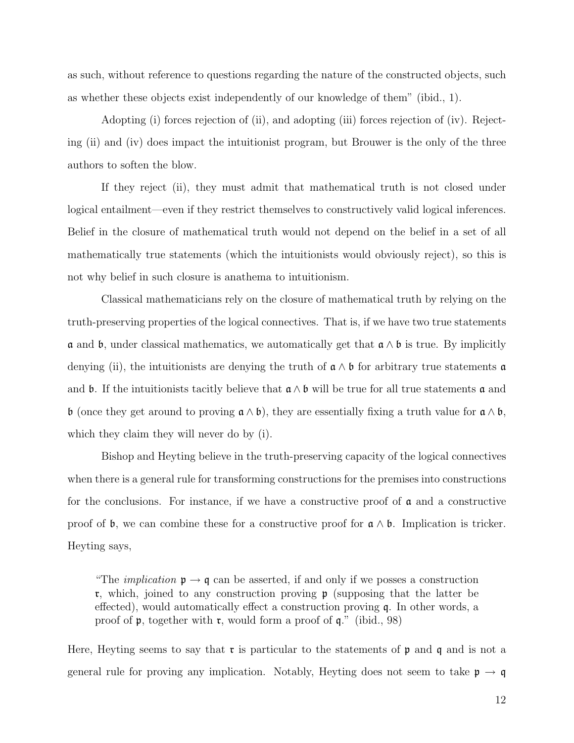as such, without reference to questions regarding the nature of the constructed objects, such as whether these objects exist independently of our knowledge of them" (ibid., 1).

Adopting (i) forces rejection of (ii), and adopting (iii) forces rejection of (iv). Rejecting (ii) and (iv) does impact the intuitionist program, but Brouwer is the only of the three authors to soften the blow.

If they reject (ii), they must admit that mathematical truth is not closed under logical entailment—even if they restrict themselves to constructively valid logical inferences. Belief in the closure of mathematical truth would not depend on the belief in a set of all mathematically true statements (which the intuitionists would obviously reject), so this is not why belief in such closure is anathema to intuitionism.

Classical mathematicians rely on the closure of mathematical truth by relying on the truth-preserving properties of the logical connectives. That is, if we have two true statements $\mathfrak{a}$ and $\mathfrak{b}$, under classical mathematics, we automatically get that $\mathfrak{a} \wedge \mathfrak{b}$ is true. By implicitly denying (ii), the intuitionists are denying the truth of $\mathfrak{a} \wedge \mathfrak{b}$ for arbitrary true statements $\mathfrak{a}$ and $\mathfrak{b}$. If the intuitionists tacitly believe that $\mathfrak{a} \wedge \mathfrak{b}$ will be true for all true statements $\mathfrak{a}$ and $\mathfrak{b}$ (once they get around to proving $\mathfrak{a} \wedge \mathfrak{b}$), they are essentially fixing a truth value for $\mathfrak{a} \wedge \mathfrak{b}$, which they claim they will never do by (i).

Bishop and Heyting believe in the truth-preserving capacity of the logical connectives when there is a general rule for transforming constructions for the premises into constructions for the conclusions. For instance, if we have a constructive proof of $\mathfrak{a}$ and a constructive proof of $\mathfrak{b}$, we can combine these for a constructive proof for $\mathfrak{a} \wedge \mathfrak{b}$. Implication is tricker. Heyting says,

> "The *implication* $\mathfrak{p} \rightarrow \mathfrak{q}$ can be asserted, if and only if we posses a construction $\mathfrak{r}$, which, joined to any construction proving $\mathfrak{p}$ (supposing that the latter be effected), would automatically effect a construction proving $\mathfrak{q}$. In other words, a proof of $\mathfrak{p}$, together with $\mathfrak{r}$, would form a proof of $\mathfrak{q}$." (ibid., 98)

Here, Heyting seems to say that $\mathfrak{r}$ is particular to the statements of $\mathfrak{p}$ and $\mathfrak{q}$ and is not a general rule for proving any implication. Notably, Heyting does not seem to take $\mathfrak{p} \rightarrow \mathfrak{q}$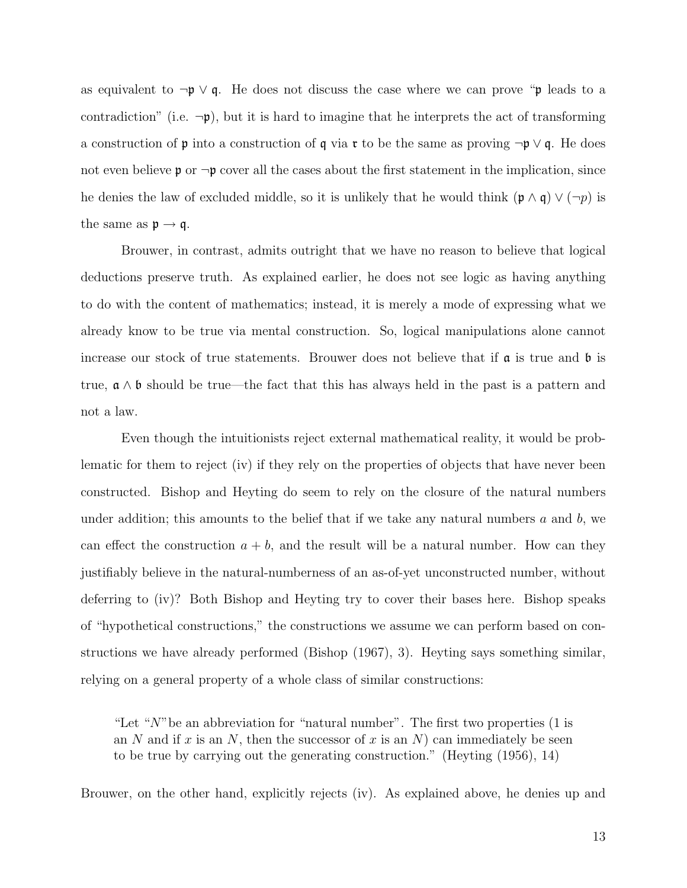as equivalent to $\neg\mathfrak{p} \vee \mathfrak{q}$. He does not discuss the case where we can prove "$\mathfrak{p}$ leads to a contradiction" (i.e. $\neg\mathfrak{p}$), but it is hard to imagine that he interprets the act of transforming a construction of $\mathfrak{p}$ into a construction of $\mathfrak{q}$ via $\mathfrak{r}$ to be the same as proving $\neg\mathfrak{p} \vee \mathfrak{q}$. He does not even believe $\mathfrak{p}$ or $\neg\mathfrak{p}$ cover all the cases about the first statement in the implication, since he denies the law of excluded middle, so it is unlikely that he would think $(\mathfrak{p} \wedge \mathfrak{q}) \vee (\neg p)$ is the same as $\mathfrak{p} \rightarrow \mathfrak{q}$.

Brouwer, in contrast, admits outright that we have no reason to believe that logical deductions preserve truth. As explained earlier, he does not see logic as having anything to do with the content of mathematics; instead, it is merely a mode of expressing what we already know to be true via mental construction. So, logical manipulations alone cannot increase our stock of true statements. Brouwer does not believe that if $\mathfrak{a}$ is true and $\mathfrak{b}$ is true, $\mathfrak{a} \wedge \mathfrak{b}$ should be true—the fact that this has always held in the past is a pattern and not a law.

Even though the intuitionists reject external mathematical reality, it would be problematic for them to reject (iv) if they rely on the properties of objects that have never been constructed. Bishop and Heyting do seem to rely on the closure of the natural numbers under addition; this amounts to the belief that if we take any natural numbers $a$ and $b$, we can effect the construction $a + b$, and the result will be a natural number. How can they justifiably believe in the natural-numberness of an as-of-yet unconstructed number, without deferring to (iv)? Both Bishop and Heyting try to cover their bases here. Bishop speaks of "hypothetical constructions," the constructions we assume we can perform based on constructions we have already performed (Bishop (1967), 3). Heyting says something similar, relying on a general property of a whole class of similar constructions:

> "Let "$N$" be an abbreviation for "natural number". The first two properties (1 is an $N$ and if $x$ is an $N$, then the successor of $x$ is an $N$) can immediately be seen to be true by carrying out the generating construction." (Heyting (1956), 14)

Brouwer, on the other hand, explicitly rejects (iv). As explained above, he denies up and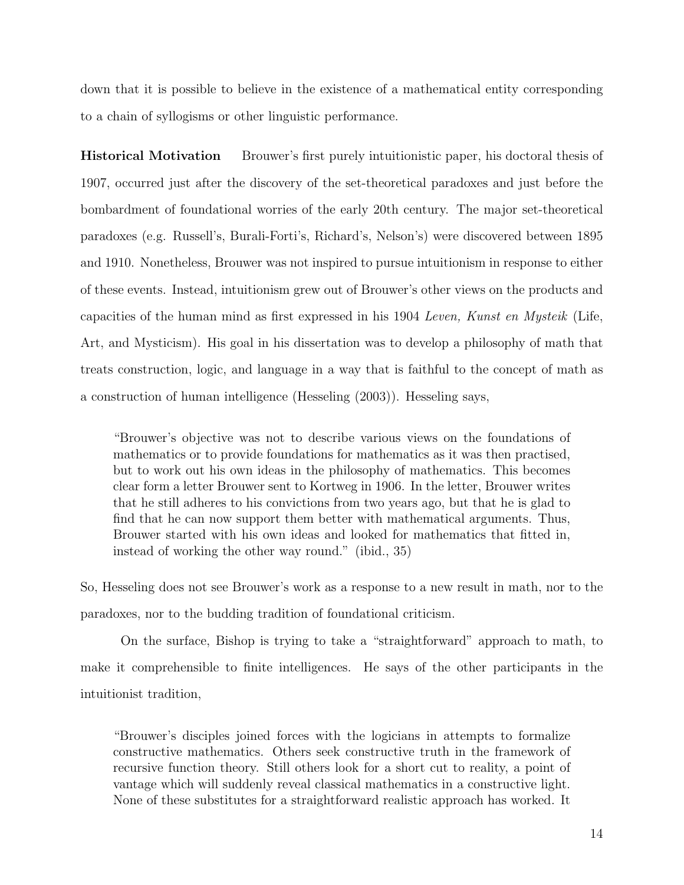down that it is possible to believe in the existence of a mathematical entity corresponding to a chain of syllogisms or other linguistic performance.

**Historical Motivation** Brouwer's first purely intuitionistic paper, his doctoral thesis of 1907, occurred just after the discovery of the set-theoretical paradoxes and just before the bombardment of foundational worries of the early 20th century. The major set-theoretical paradoxes (e.g. Russell's, Burali-Forti's, Richard's, Nelson's) were discovered between 1895 and 1910. Nonetheless, Brouwer was not inspired to pursue intuitionism in response to either of these events. Instead, intuitionism grew out of Brouwer's other views on the products and capacities of the human mind as first expressed in his 1904 *Leven, Kunst en Mysteik* (Life, Art, and Mysticism). His goal in his dissertation was to develop a philosophy of math that treats construction, logic, and language in a way that is faithful to the concept of math as a construction of human intelligence (Hesseling (2003)). Hesseling says,

> "Brouwer's objective was not to describe various views on the foundations of mathematics or to provide foundations for mathematics as it was then practised, but to work out his own ideas in the philosophy of mathematics. This becomes clear form a letter Brouwer sent to Kortweg in 1906. In the letter, Brouwer writes that he still adheres to his convictions from two years ago, but that he is glad to find that he can now support them better with mathematical arguments. Thus, Brouwer started with his own ideas and looked for mathematics that fitted in, instead of working the other way round." (ibid., 35)

So, Hesseling does not see Brouwer's work as a response to a new result in math, nor to the paradoxes, nor to the budding tradition of foundational criticism.

On the surface, Bishop is trying to take a "straightforward" approach to math, to make it comprehensible to finite intelligences. He says of the other participants in the intuitionist tradition,

> "Brouwer's disciples joined forces with the logicians in attempts to formalize constructive mathematics. Others seek constructive truth in the framework of recursive function theory. Still others look for a short cut to reality, a point of vantage which will suddenly reveal classical mathematics in a constructive light. None of these substitutes for a straightforward realistic approach has worked. It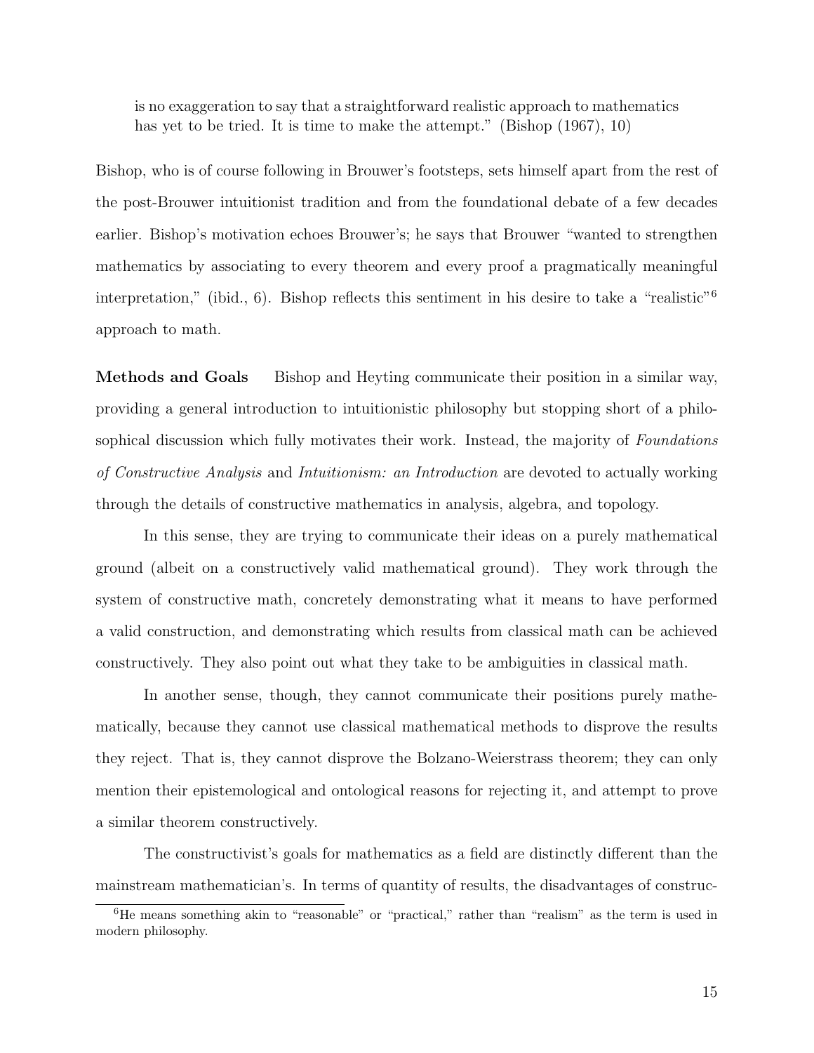> is no exaggeration to say that a straightforward realistic approach to mathematics has yet to be tried. It is time to make the attempt." (Bishop (1967), 10)

Bishop, who is of course following in Brouwer's footsteps, sets himself apart from the rest of the post-Brouwer intuitionist tradition and from the foundational debate of a few decades earlier. Bishop's motivation echoes Brouwer's; he says that Brouwer "wanted to strengthen mathematics by associating to every theorem and every proof a pragmatically meaningful interpretation," (ibid., 6). Bishop reflects this sentiment in his desire to take a "realistic"[6] approach to math.

**Methods and Goals** Bishop and Heyting communicate their position in a similar way, providing a general introduction to intuitionistic philosophy but stopping short of a philosophical discussion which fully motivates their work. Instead, the majority of *Foundations of Constructive Analysis* and *Intuitionism: an Introduction* are devoted to actually working through the details of constructive mathematics in analysis, algebra, and topology.

In this sense, they are trying to communicate their ideas on a purely mathematical ground (albeit on a constructively valid mathematical ground). They work through the system of constructive math, concretely demonstrating what it means to have performed a valid construction, and demonstrating which results from classical math can be achieved constructively. They also point out what they take to be ambiguities in classical math.

In another sense, though, they cannot communicate their positions purely mathematically, because they cannot use classical mathematical methods to disprove the results they reject. That is, they cannot disprove the Bolzano-Weierstrass theorem; they can only mention their epistemological and ontological reasons for rejecting it, and attempt to prove a similar theorem constructively.

The constructivist's goals for mathematics as a field are distinctly different than the mainstream mathematician's. In terms of quantity of results, the disadvantages of construc-

[6] He means something akin to "reasonable" or "practical," rather than "realism" as the term is used in modern philosophy.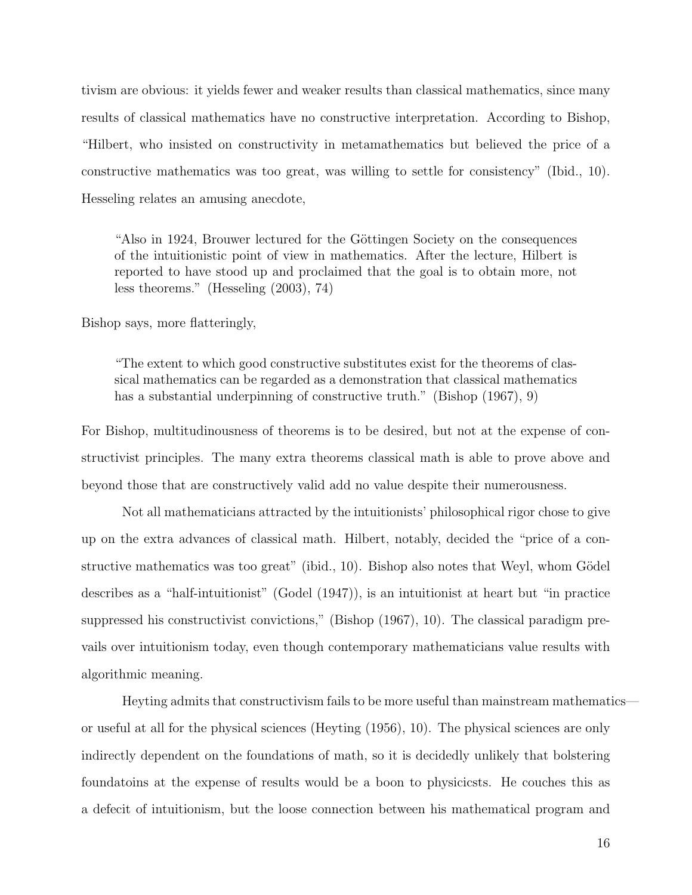tivism are obvious: it yields fewer and weaker results than classical mathematics, since many results of classical mathematics have no constructive interpretation. According to Bishop, “Hilbert, who insisted on constructivity in metamathematics but believed the price of a constructive mathematics was too great, was willing to settle for consistency” (Ibid., 10). Hesseling relates an amusing anecdote,

> “Also in 1924, Brouwer lectured for the Göttingen Society on the consequences of the intuitionistic point of view in mathematics. After the lecture, Hilbert is reported to have stood up and proclaimed that the goal is to obtain more, not less theorems.” (Hesseling (2003), 74)

Bishop says, more flatteringly,

> “The extent to which good constructive substitutes exist for the theorems of classical mathematics can be regarded as a demonstration that classical mathematics has a substantial underpinning of constructive truth.” (Bishop (1967), 9)

For Bishop, multitudinousness of theorems is to be desired, but not at the expense of constructivist principles. The many extra theorems classical math is able to prove above and beyond those that are constructively valid add no value despite their numerousness.

Not all mathematicians attracted by the intuitionists’ philosophical rigor chose to give up on the extra advances of classical math. Hilbert, notably, decided the “price of a constructive mathematics was too great” (ibid., 10). Bishop also notes that Weyl, whom Gödel describes as a “half-intuitionist” (Godel (1947)), is an intuitionist at heart but “in practice suppressed his constructivist convictions,” (Bishop (1967), 10). The classical paradigm prevails over intuitionism today, even though contemporary mathematicians value results with algorithmic meaning.

Heyting admits that constructivism fails to be more useful than mainstream mathematics—or useful at all for the physical sciences (Heyting (1956), 10). The physical sciences are only indirectly dependent on the foundations of math, so it is decidedly unlikely that bolstering foundatoins at the expense of results would be a boon to physicicsts. He couches this as a defecit of intuitionism, but the loose connection between his mathematical program and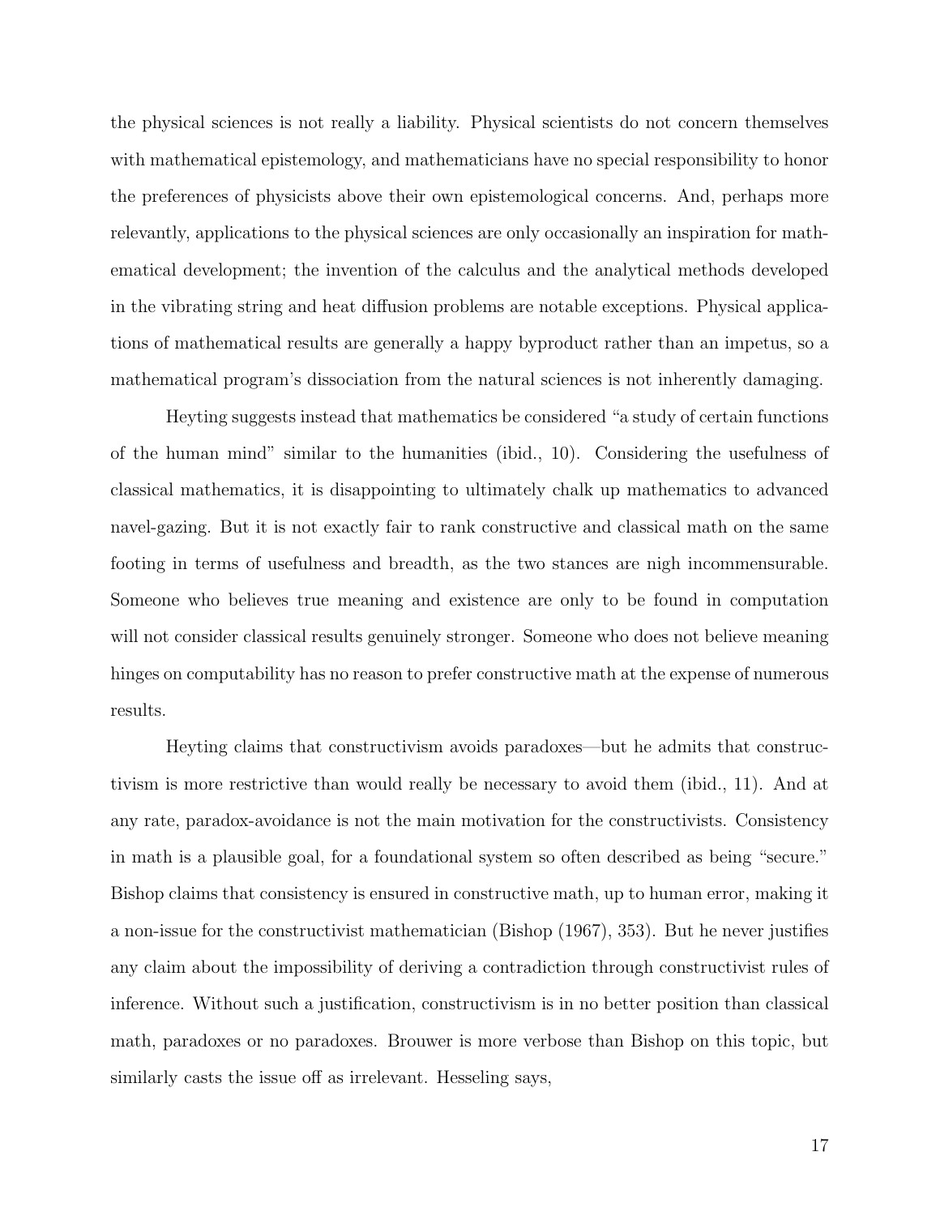the physical sciences is not really a liability. Physical scientists do not concern themselves with mathematical epistemology, and mathematicians have no special responsibility to honor the preferences of physicists above their own epistemological concerns. And, perhaps more relevantly, applications to the physical sciences are only occasionally an inspiration for mathematical development; the invention of the calculus and the analytical methods developed in the vibrating string and heat diffusion problems are notable exceptions. Physical applications of mathematical results are generally a happy byproduct rather than an impetus, so a mathematical program's dissociation from the natural sciences is not inherently damaging.

Heyting suggests instead that mathematics be considered "a study of certain functions of the human mind" similar to the humanities (ibid., 10). Considering the usefulness of classical mathematics, it is disappointing to ultimately chalk up mathematics to advanced navel-gazing. But it is not exactly fair to rank constructive and classical math on the same footing in terms of usefulness and breadth, as the two stances are nigh incommensurable. Someone who believes true meaning and existence are only to be found in computation will not consider classical results genuinely stronger. Someone who does not believe meaning hinges on computability has no reason to prefer constructive math at the expense of numerous results.

Heyting claims that constructivism avoids paradoxes—but he admits that constructivism is more restrictive than would really be necessary to avoid them (ibid., 11). And at any rate, paradox-avoidance is not the main motivation for the constructivists. Consistency in math is a plausible goal, for a foundational system so often described as being "secure." Bishop claims that consistency is ensured in constructive math, up to human error, making it a non-issue for the constructivist mathematician (Bishop (1967), 353). But he never justifies any claim about the impossibility of deriving a contradiction through constructivist rules of inference. Without such a justification, constructivism is in no better position than classical math, paradoxes or no paradoxes. Brouwer is more verbose than Bishop on this topic, but similarly casts the issue off as irrelevant. Hesseling says,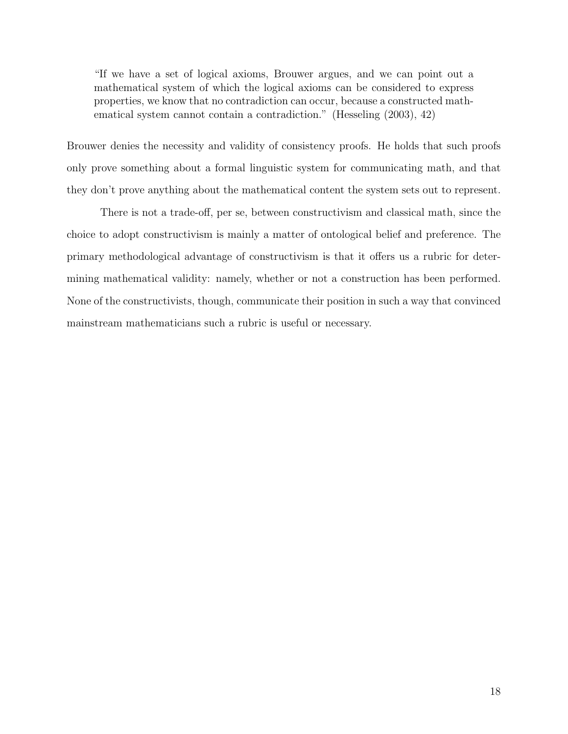> "If we have a set of logical axioms, Brouwer argues, and we can point out a mathematical system of which the logical axioms can be considered to express properties, we know that no contradiction can occur, because a constructed mathematical system cannot contain a contradiction." (Hesseling (2003), 42)

Brouwer denies the necessity and validity of consistency proofs. He holds that such proofs only prove something about a formal linguistic system for communicating math, and that they don't prove anything about the mathematical content the system sets out to represent.

There is not a trade-off, per se, between constructivism and classical math, since the choice to adopt constructivism is mainly a matter of ontological belief and preference. The primary methodological advantage of constructivism is that it offers us a rubric for determining mathematical validity: namely, whether or not a construction has been performed. None of the constructivists, though, communicate their position in such a way that convinced mainstream mathematicians such a rubric is useful or necessary.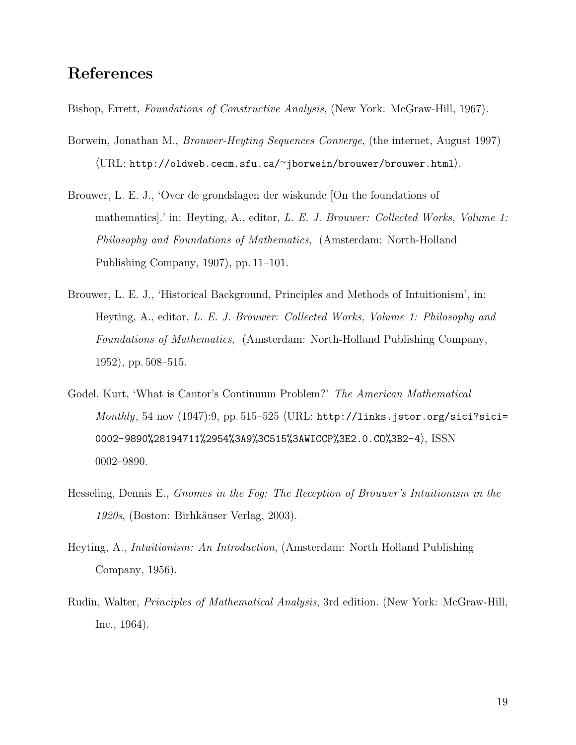## References

Bishop, Errett, *Foundations of Constructive Analysis*, (New York: McGraw-Hill, 1967).

Borwein, Jonathan M., *Brouwer-Heyting Sequences Converge*, (the internet, August 1997) ⟨URL: `http://oldweb.cecm.sfu.ca/~jborwein/brouwer/brouwer.html`⟩.

Brouwer, L. E. J., 'Over de grondslagen der wiskunde [On the foundations of mathematics].' in: Heyting, A., editor, *L. E. J. Brouwer: Collected Works, Volume 1: Philosophy and Foundations of Mathematics*, (Amsterdam: North-Holland Publishing Company, 1907), pp. 11–101.

Brouwer, L. E. J., 'Historical Background, Principles and Methods of Intuitionism', in: Heyting, A., editor, *L. E. J. Brouwer: Collected Works, Volume 1: Philosophy and Foundations of Mathematics*, (Amsterdam: North-Holland Publishing Company, 1952), pp. 508–515.

Godel, Kurt, 'What is Cantor's Continuum Problem?' *The American Mathematical Monthly*, 54 nov (1947):9, pp. 515–525 ⟨URL: `http://links.jstor.org/sici?sici=0002-9890%28194711%2954%3A9%3C515%3AWICCP%3E2.0.CO%3B2-4`⟩, ISSN 0002–9890.

Hesseling, Dennis E., *Gnomes in the Fog: The Reception of Brouwer's Intuitionism in the 1920s*, (Boston: Birhkäuser Verlag, 2003).

Heyting, A., *Intuitionism: An Introduction*, (Amsterdam: North Holland Publishing Company, 1956).

Rudin, Walter, *Principles of Mathematical Analysis*, 3rd edition. (New York: McGraw-Hill, Inc., 1964).